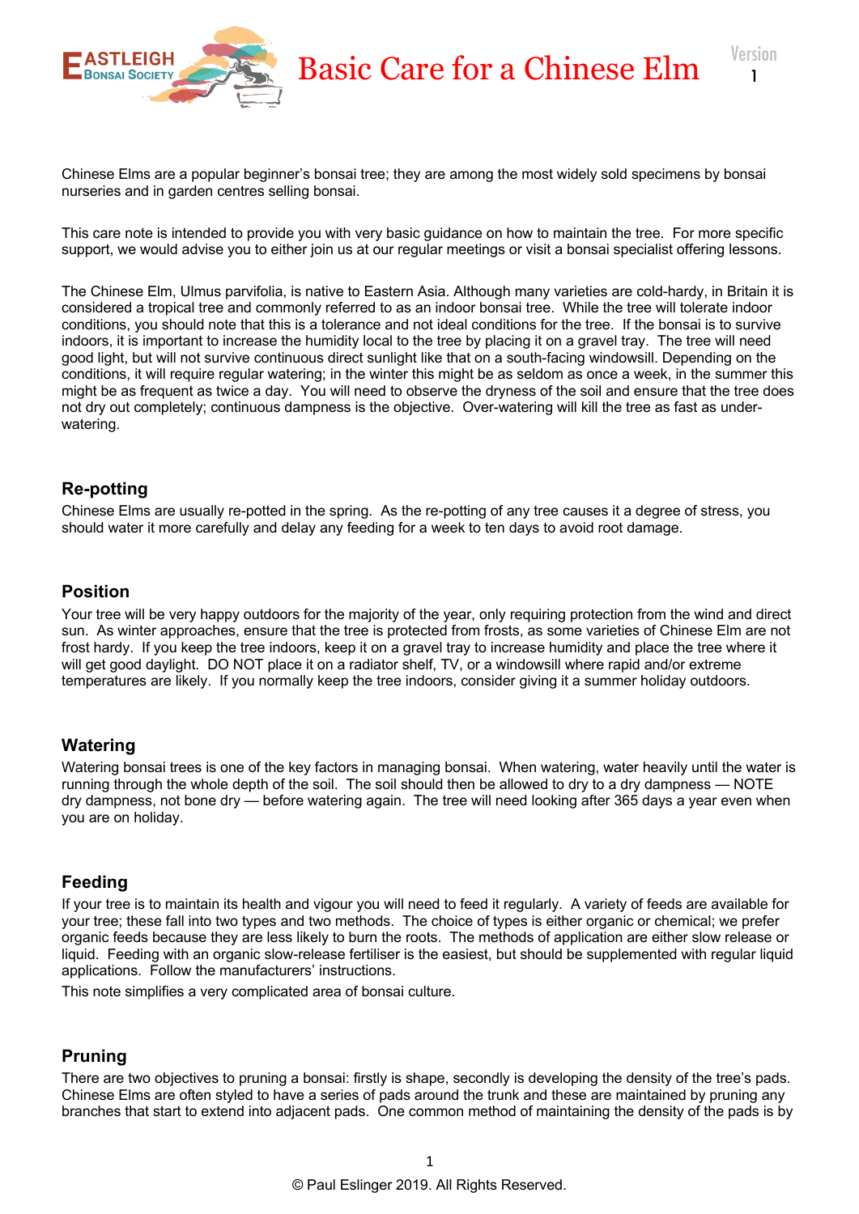# Basic Care for a Chinese Elm

Version 1

Chinese Elms are a popular beginner's bonsai tree; they are among the most widely sold specimens by bonsai nurseries and in garden centres selling bonsai.

This care note is intended to provide you with very basic guidance on how to maintain the tree. For more specific support, we would advise you to either join us at our regular meetings or visit a bonsai specialist offering lessons.

The Chinese Elm, Ulmus parvifolia, is native to Eastern Asia. Although many varieties are cold-hardy, in Britain it is considered a tropical tree and commonly referred to as an indoor bonsai tree. While the tree will tolerate indoor conditions, you should note that this is a tolerance and not ideal conditions for the tree. If the bonsai is to survive indoors, it is important to increase the humidity local to the tree by placing it on a gravel tray. The tree will need good light, but will not survive continuous direct sunlight like that on a south-facing windowsill. Depending on the conditions, it will require regular watering; in the winter this might be as seldom as once a week, in the summer this might be as frequent as twice a day. You will need to observe the dryness of the soil and ensure that the tree does not dry out completely; continuous dampness is the objective. Over-watering will kill the tree as fast as under-watering.

## Re-potting

Chinese Elms are usually re-potted in the spring. As the re-potting of any tree causes it a degree of stress, you should water it more carefully and delay any feeding for a week to ten days to avoid root damage.

## Position

Your tree will be very happy outdoors for the majority of the year, only requiring protection from the wind and direct sun. As winter approaches, ensure that the tree is protected from frosts, as some varieties of Chinese Elm are not frost hardy. If you keep the tree indoors, keep it on a gravel tray to increase humidity and place the tree where it will get good daylight. DO NOT place it on a radiator shelf, TV, or a windowsill where rapid and/or extreme temperatures are likely. If you normally keep the tree indoors, consider giving it a summer holiday outdoors.

## Watering

Watering bonsai trees is one of the key factors in managing bonsai. When watering, water heavily until the water is running through the whole depth of the soil. The soil should then be allowed to dry to a dry dampness — NOTE dry dampness, not bone dry — before watering again. The tree will need looking after 365 days a year even when you are on holiday.

## Feeding

If your tree is to maintain its health and vigour you will need to feed it regularly. A variety of feeds are available for your tree; these fall into two types and two methods. The choice of types is either organic or chemical; we prefer organic feeds because they are less likely to burn the roots. The methods of application are either slow release or liquid. Feeding with an organic slow-release fertiliser is the easiest, but should be supplemented with regular liquid applications. Follow the manufacturers' instructions.

This note simplifies a very complicated area of bonsai culture.

## Pruning

There are two objectives to pruning a bonsai: firstly is shape, secondly is developing the density of the tree's pads. Chinese Elms are often styled to have a series of pads around the trunk and these are maintained by pruning any branches that start to extend into adjacent pads. One common method of maintaining the density of the pads is by

© Paul Eslinger 2019. All Rights Reserved.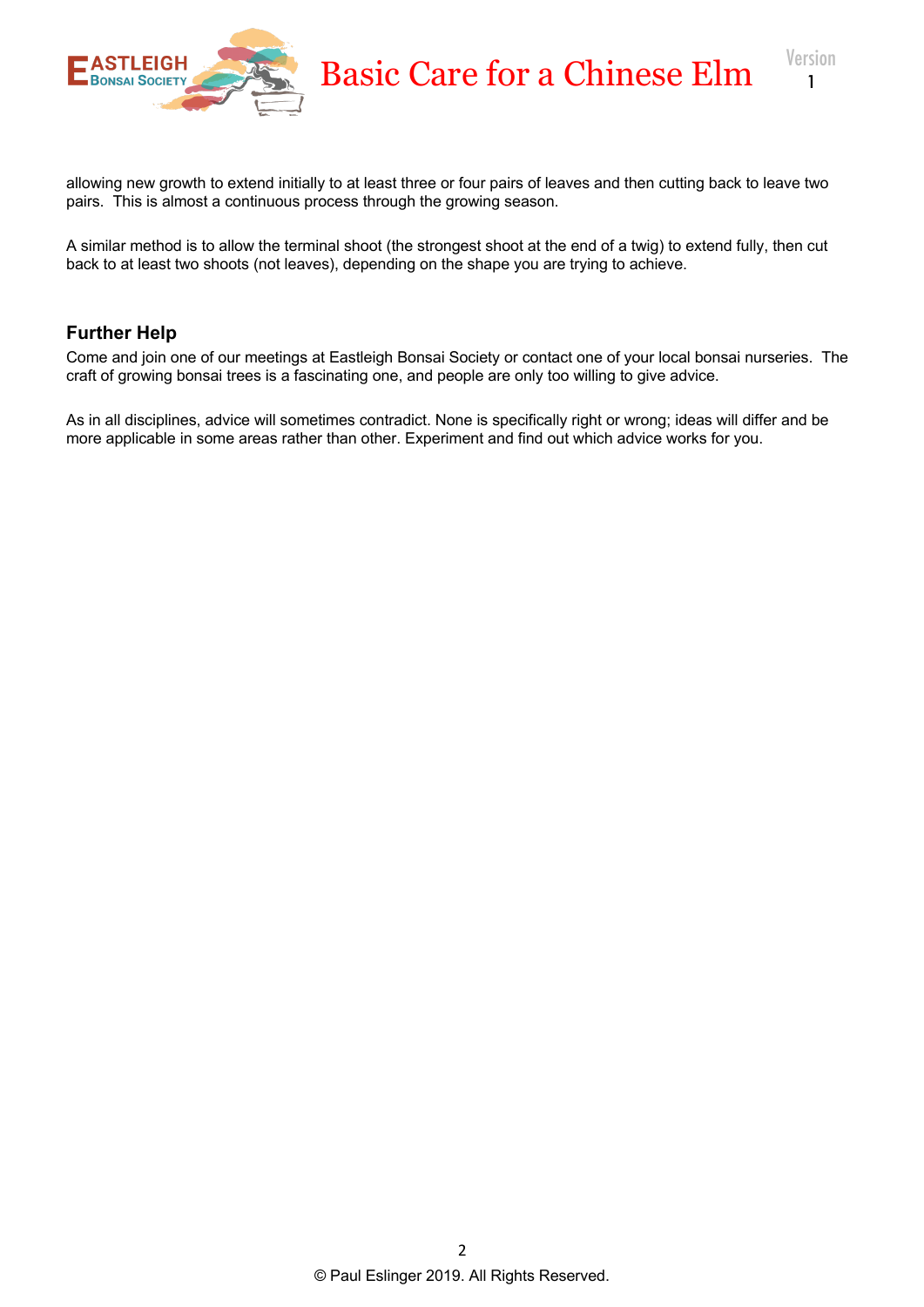allowing new growth to extend initially to at least three or four pairs of leaves and then cutting back to leave two pairs.  This is almost a continuous process through the growing season.

A similar method is to allow the terminal shoot (the strongest shoot at the end of a twig) to extend fully, then cut back to at least two shoots (not leaves), depending on the shape you are trying to achieve.

## Further Help

Come and join one of our meetings at Eastleigh Bonsai Society or contact one of your local bonsai nurseries.  The craft of growing bonsai trees is a fascinating one, and people are only too willing to give advice.

As in all disciplines, advice will sometimes contradict. None is specifically right or wrong; ideas will differ and be more applicable in some areas rather than other. Experiment and find out which advice works for you.

© Paul Eslinger 2019. All Rights Reserved.